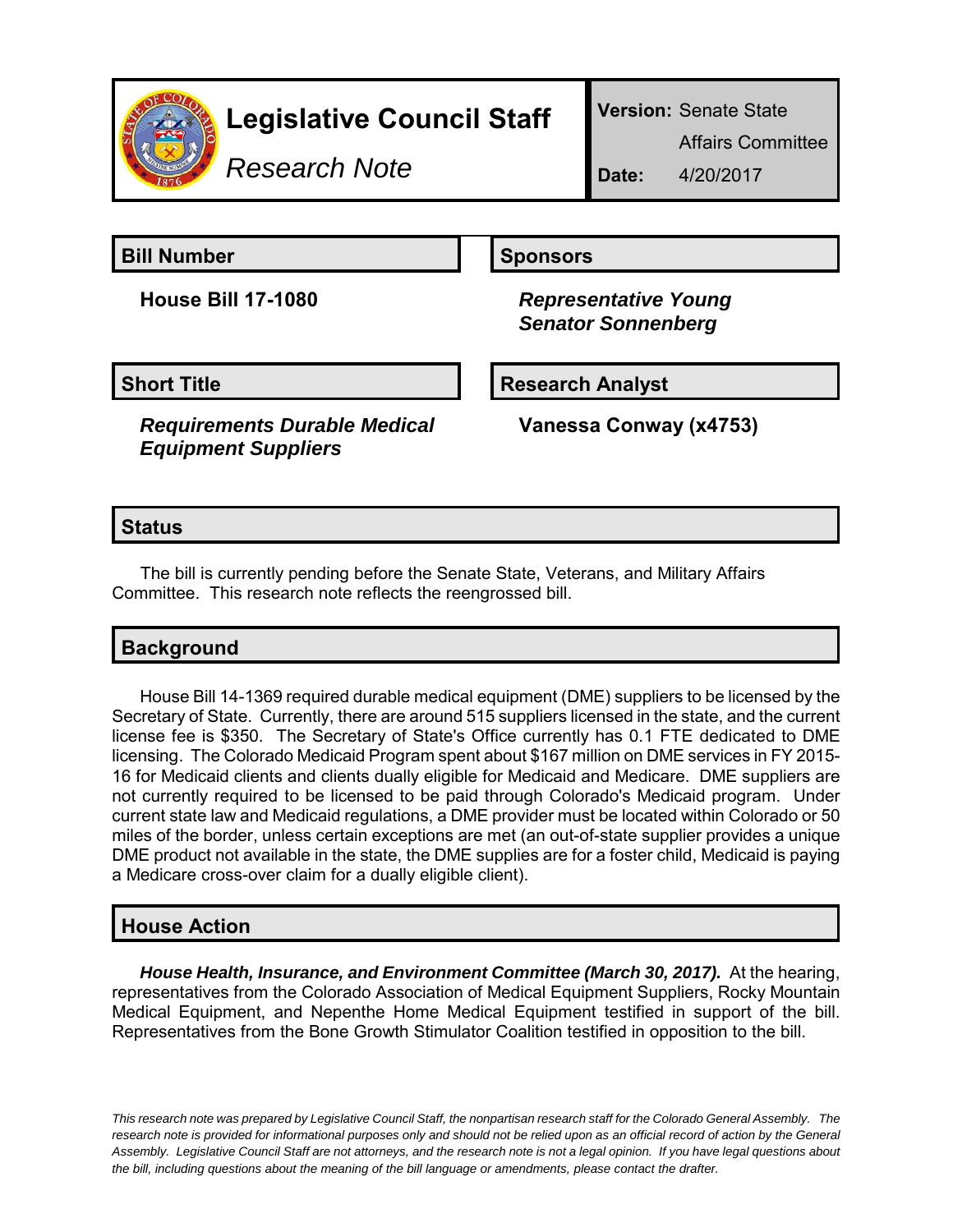# Legislative Council Staff

*Research Note*

**Version:** Senate State Affairs Committee

**Date:** 4/20/2017

## Bill Number

**House Bill 17-1080**

## Sponsors

***Representative Young***
***Senator Sonnenberg***

## Short Title

***Requirements Durable Medical Equipment Suppliers***

## Research Analyst

**Vanessa Conway (x4753)**

## Status

The bill is currently pending before the Senate State, Veterans, and Military Affairs Committee. This research note reflects the reengrossed bill.

## Background

House Bill 14-1369 required durable medical equipment (DME) suppliers to be licensed by the Secretary of State. Currently, there are around 515 suppliers licensed in the state, and the current license fee is $350. The Secretary of State's Office currently has 0.1 FTE dedicated to DME licensing. The Colorado Medicaid Program spent about $167 million on DME services in FY 2015-16 for Medicaid clients and clients dually eligible for Medicaid and Medicare. DME suppliers are not currently required to be licensed to be paid through Colorado's Medicaid program. Under current state law and Medicaid regulations, a DME provider must be located within Colorado or 50 miles of the border, unless certain exceptions are met (an out-of-state supplier provides a unique DME product not available in the state, the DME supplies are for a foster child, Medicaid is paying a Medicare cross-over claim for a dually eligible client).

## House Action

***House Health, Insurance, and Environment Committee (March 30, 2017).*** At the hearing, representatives from the Colorado Association of Medical Equipment Suppliers, Rocky Mountain Medical Equipment, and Nepenthe Home Medical Equipment testified in support of the bill. Representatives from the Bone Growth Stimulator Coalition testified in opposition to the bill.

*This research note was prepared by Legislative Council Staff, the nonpartisan research staff for the Colorado General Assembly. The research note is provided for informational purposes only and should not be relied upon as an official record of action by the General Assembly. Legislative Council Staff are not attorneys, and the research note is not a legal opinion. If you have legal questions about the bill, including questions about the meaning of the bill language or amendments, please contact the drafter.*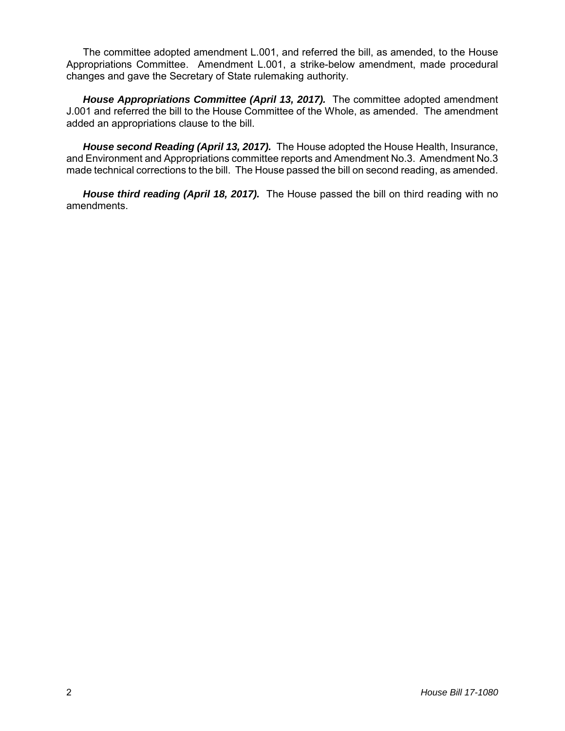The committee adopted amendment L.001, and referred the bill, as amended, to the House Appropriations Committee. Amendment L.001, a strike-below amendment, made procedural changes and gave the Secretary of State rulemaking authority.

***House Appropriations Committee (April 13, 2017).*** The committee adopted amendment J.001 and referred the bill to the House Committee of the Whole, as amended. The amendment added an appropriations clause to the bill.

***House second Reading (April 13, 2017).*** The House adopted the House Health, Insurance, and Environment and Appropriations committee reports and Amendment No.3. Amendment No.3 made technical corrections to the bill. The House passed the bill on second reading, as amended.

***House third reading (April 18, 2017).*** The House passed the bill on third reading with no amendments.